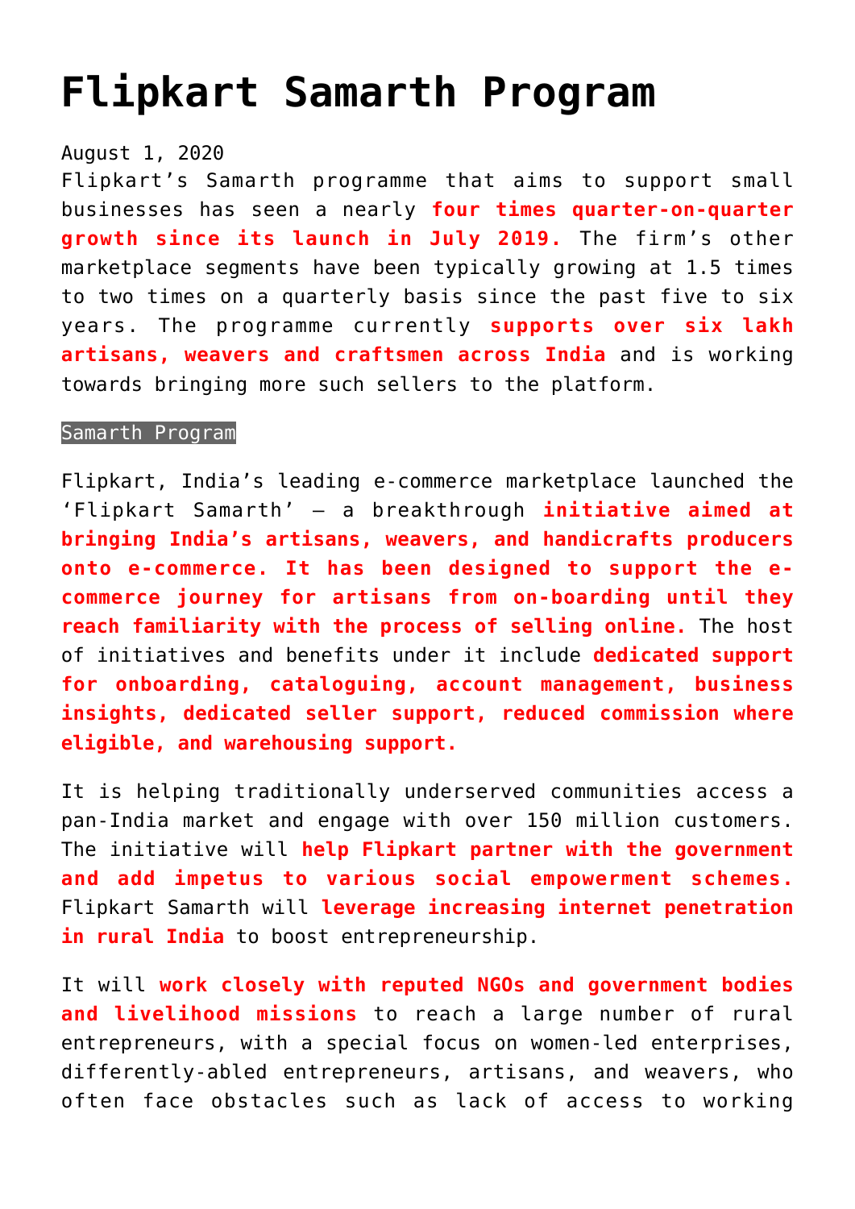# Flipkart Samarth Program

August 1, 2020

Flipkart's Samarth programme that aims to support small businesses has seen a nearly **four times quarter-on-quarter growth since its launch in July 2019.** The firm's other marketplace segments have been typically growing at 1.5 times to two times on a quarterly basis since the past five to six years. The programme currently **supports over six lakh artisans, weavers and craftsmen across India** and is working towards bringing more such sellers to the platform.

Samarth Program

Flipkart, India's leading e-commerce marketplace launched the 'Flipkart Samarth' – a breakthrough **initiative aimed at bringing India's artisans, weavers, and handicrafts producers onto e-commerce. It has been designed to support the e-commerce journey for artisans from on-boarding until they reach familiarity with the process of selling online.** The host of initiatives and benefits under it include **dedicated support for onboarding, cataloguing, account management, business insights, dedicated seller support, reduced commission where eligible, and warehousing support.**

It is helping traditionally underserved communities access a pan-India market and engage with over 150 million customers. The initiative will **help Flipkart partner with the government and add impetus to various social empowerment schemes.** Flipkart Samarth will **leverage increasing internet penetration in rural India** to boost entrepreneurship.

It will **work closely with reputed NGOs and government bodies and livelihood missions** to reach a large number of rural entrepreneurs, with a special focus on women-led enterprises, differently-abled entrepreneurs, artisans, and weavers, who often face obstacles such as lack of access to working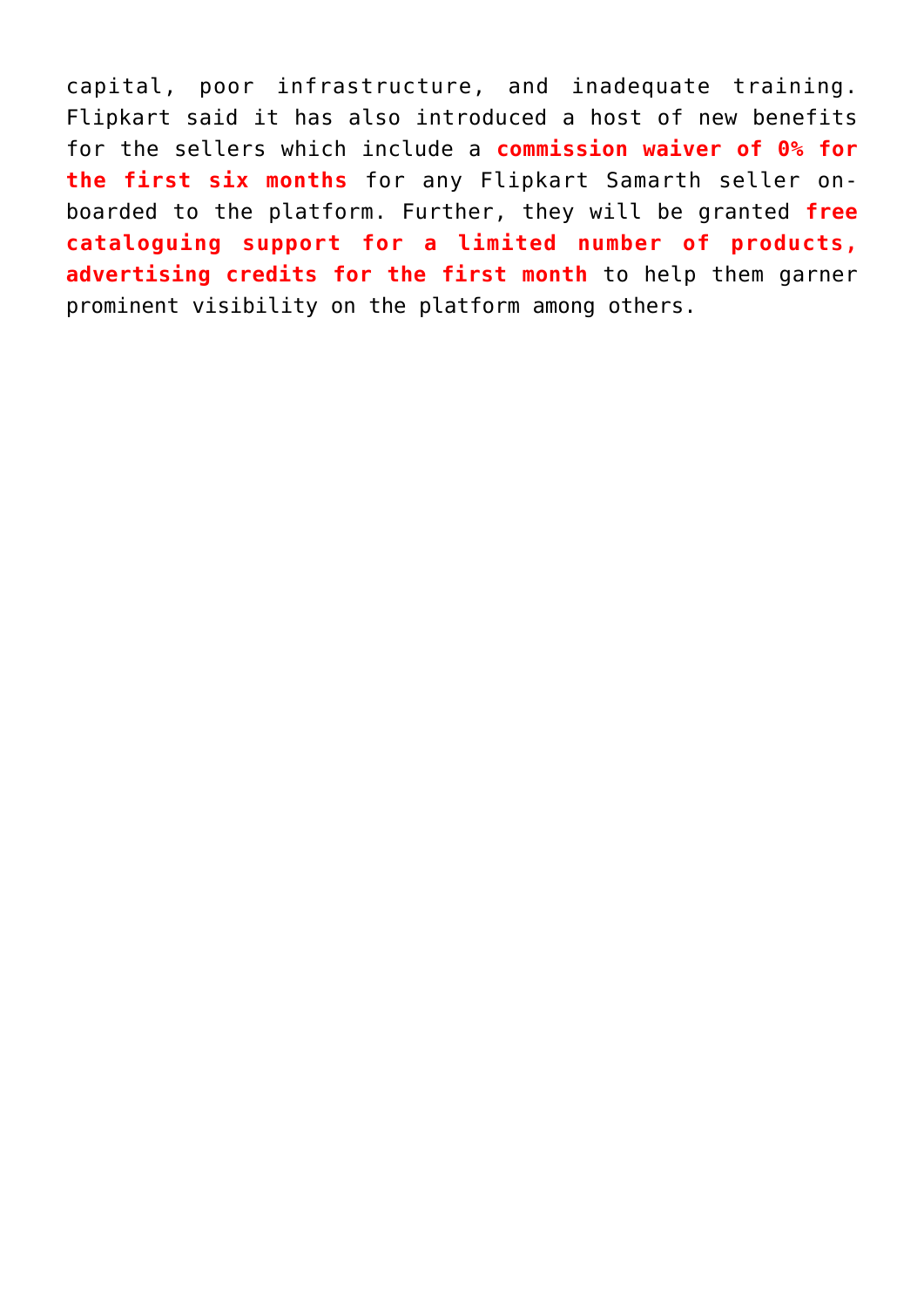capital, poor infrastructure, and inadequate training. Flipkart said it has also introduced a host of new benefits for the sellers which include a **commission waiver of 0% for the first six months** for any Flipkart Samarth seller on-boarded to the platform. Further, they will be granted **free cataloguing support for a limited number of products, advertising credits for the first month** to help them garner prominent visibility on the platform among others.